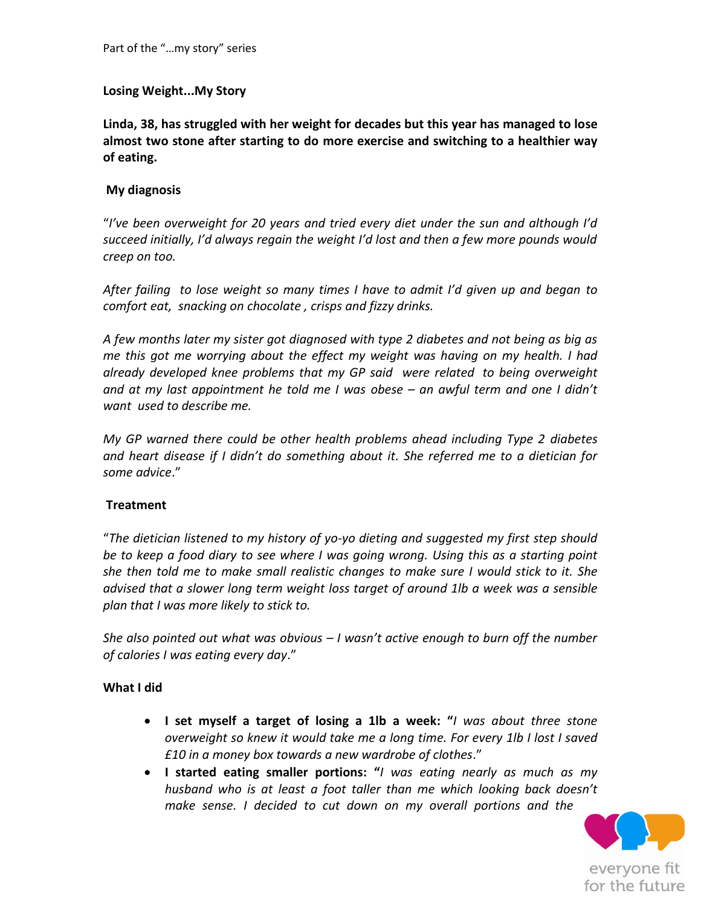Part of the "…my story" series

## Losing Weight...My Story

**Linda, 38, has struggled with her weight for decades but this year has managed to lose almost two stone after starting to do more exercise and switching to a healthier way of eating.**

### My diagnosis

"*I've been overweight for 20 years and tried every diet under the sun and although I'd succeed initially, I'd always regain the weight I'd lost and then a few more pounds would creep on too.*

*After failing to lose weight so many times I have to admit I'd given up and began to comfort eat, snacking on chocolate , crisps and fizzy drinks.*

*A few months later my sister got diagnosed with type 2 diabetes and not being as big as me this got me worrying about the effect my weight was having on my health. I had already developed knee problems that my GP said were related to being overweight and at my last appointment he told me I was obese – an awful term and one I didn't want used to describe me.*

*My GP warned there could be other health problems ahead including Type 2 diabetes and heart disease if I didn't do something about it. She referred me to a dietician for some advice*."

### Treatment

"*The dietician listened to my history of yo-yo dieting and suggested my first step should be to keep a food diary to see where I was going wrong. Using this as a starting point she then told me to make small realistic changes to make sure I would stick to it. She advised that a slower long term weight loss target of around 1lb a week was a sensible plan that I was more likely to stick to.*

*She also pointed out what was obvious – I wasn't active enough to burn off the number of calories I was eating every day*."

### What I did

- **I set myself a target of losing a 1lb a week: "***I was about three stone overweight so knew it would take me a long time. For every 1lb I lost I saved £10 in a money box towards a new wardrobe of clothes*."
- **I started eating smaller portions: "***I was eating nearly as much as my husband who is at least a foot taller than me which looking back doesn't make sense. I decided to cut down on my overall portions and the*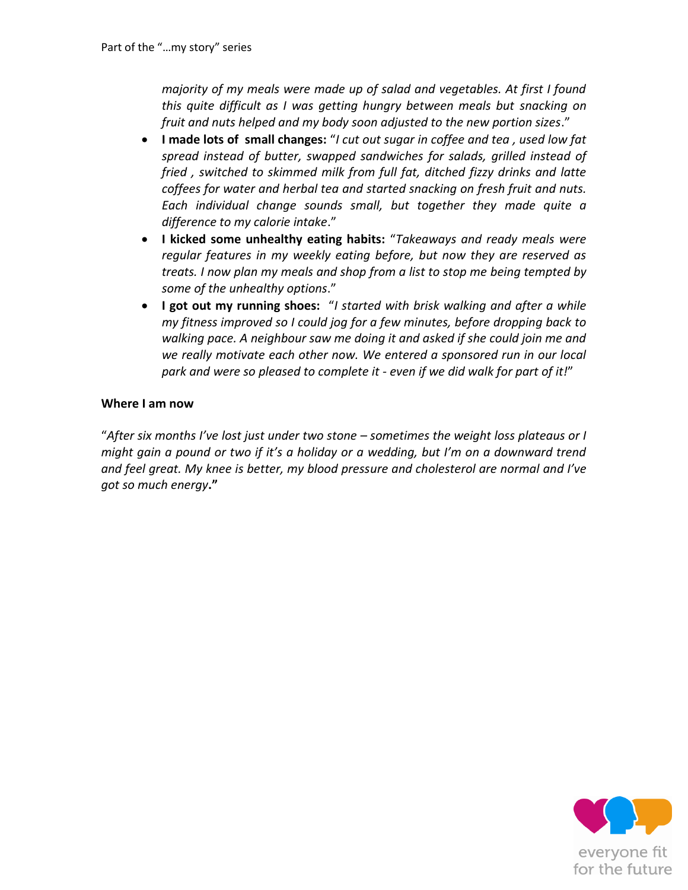*majority of my meals were made up of salad and vegetables. At first I found this quite difficult as I was getting hungry between meals but snacking on fruit and nuts helped and my body soon adjusted to the new portion sizes*."

- **I made lots of small changes:** "*I cut out sugar in coffee and tea , used low fat spread instead of butter, swapped sandwiches for salads, grilled instead of fried , switched to skimmed milk from full fat, ditched fizzy drinks and latte coffees for water and herbal tea and started snacking on fresh fruit and nuts. Each individual change sounds small, but together they made quite a difference to my calorie intake*."
- **I kicked some unhealthy eating habits:** "*Takeaways and ready meals were regular features in my weekly eating before, but now they are reserved as treats. I now plan my meals and shop from a list to stop me being tempted by some of the unhealthy options*."
- **I got out my running shoes:** "*I started with brisk walking and after a while my fitness improved so I could jog for a few minutes, before dropping back to walking pace. A neighbour saw me doing it and asked if she could join me and we really motivate each other now. We entered a sponsored run in our local park and were so pleased to complete it - even if we did walk for part of it!*"

**Where I am now**

"*After six months I've lost just under two stone – sometimes the weight loss plateaus or I might gain a pound or two if it's a holiday or a wedding, but I'm on a downward trend and feel great. My knee is better, my blood pressure and cholesterol are normal and I've got so much energy*."